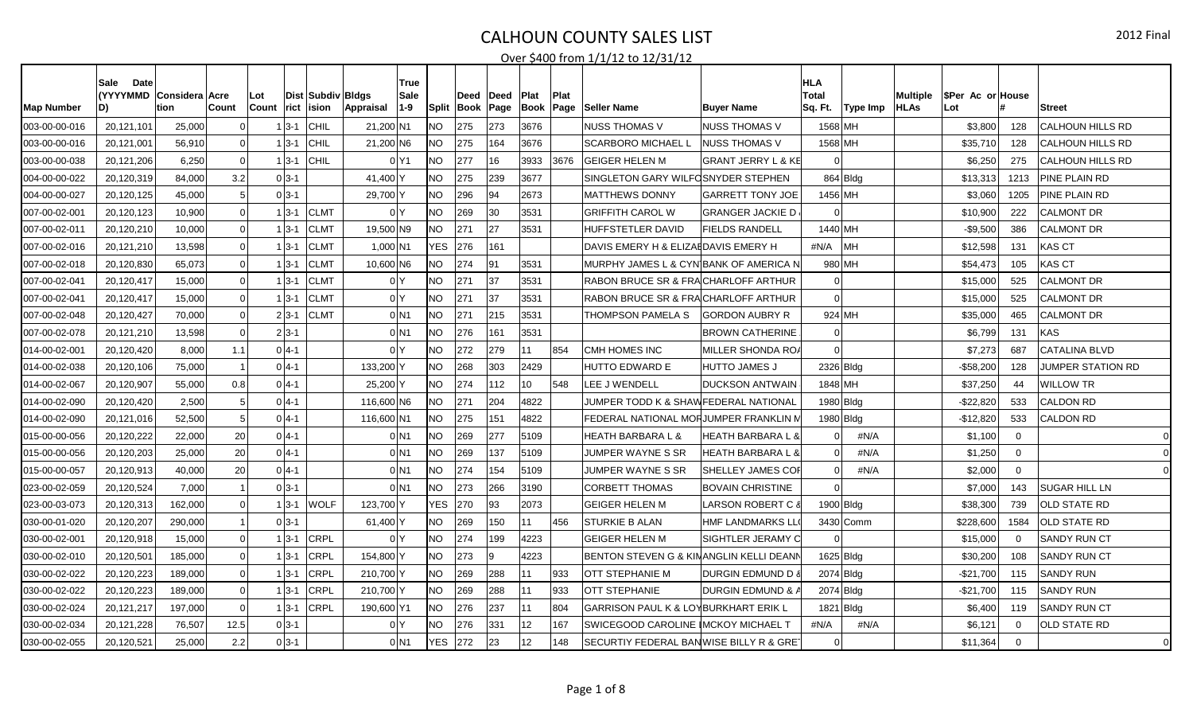# CALHOUN COUNTY SALES LIST

2012 Final

Over $400 from 1/1/12 to 12/31/12

| Map Number | Sale Date (YYYYMMDD) | Consideration | Acre Count | Lot Count | District | Subdivision | Bldgs Appraisal | True Sale 1-9 | Split | Deed Book | Deed Page | Plat Book | Plat Page | Seller Name | Buyer Name | HLA Total Sq. Ft. | Type Imp | Multiple HLAs | $Per Ac or Lot | House # | Street |
|---|---|---|---|---|---|---|---|---|---|---|---|---|---|---|---|---|---|---|---|---|---|
| 003-00-00-016 | 20,121,101 | 25,000 | 0 | 1 | 3-1 | CHIL | 21,200 | N1 | NO | 275 | 273 | 3676 | | NUSS THOMAS V | NUSS THOMAS V | 1568 | MH | | $3,800 | 128 | CALHOUN HILLS RD |
| 003-00-00-016 | 20,121,001 | 56,910 | 0 | 1 | 3-1 | CHIL | 21,200 | N6 | NO | 275 | 164 | 3676 | | SCARBORO MICHAEL L | NUSS THOMAS V | 1568 | MH | | $35,710 | 128 | CALHOUN HILLS RD |
| 003-00-00-038 | 20,121,206 | 6,250 | 0 | 1 | 3-1 | CHIL | 0 | Y1 | NO | 277 | 16 | 3933 | 3676 | GEIGER HELEN M | GRANT JERRY L & KE | 0 | | | $6,250 | 275 | CALHOUN HILLS RD |
| 004-00-00-022 | 20,120,319 | 84,000 | 3.2 | 0 | 3-1 | | 41,400 | Y | NO | 275 | 239 | 3677 | | SINGLETON GARY WILFO | SNYDER STEPHEN | 864 | Bldg | | $13,313 | 1213 | PINE PLAIN RD |
| 004-00-00-027 | 20,120,125 | 45,000 | 5 | 0 | 3-1 | | 29,700 | Y | NO | 296 | 94 | 2673 | | MATTHEWS DONNY | GARRETT TONY JOE | 1456 | MH | | $3,060 | 1205 | PINE PLAIN RD |
| 007-00-02-001 | 20,120,123 | 10,900 | 0 | 1 | 3-1 | CLMT | 0 | Y | NO | 269 | 30 | 3531 | | GRIFFITH CAROL W | GRANGER JACKIE D | 0 | | | $10,900 | 222 | CALMONT DR |
| 007-00-02-011 | 20,120,210 | 10,000 | 0 | 1 | 3-1 | CLMT | 19,500 | N9 | NO | 271 | 27 | 3531 | | HUFFSTETLER DAVID | FIELDS RANDELL | 1440 | MH | | -$9,500 | 386 | CALMONT DR |
| 007-00-02-016 | 20,121,210 | 13,598 | 0 | 1 | 3-1 | CLMT | 1,000 | N1 | YES | 276 | 161 | | | DAVIS EMERY H & ELIZAB | DAVIS EMERY H | #N/A | MH | | $12,598 | 131 | KAS CT |
| 007-00-02-018 | 20,120,830 | 65,073 | 0 | 1 | 3-1 | CLMT | 10,600 | N6 | NO | 274 | 91 | 3531 | | MURPHY JAMES L & CYN | BANK OF AMERICA N | 980 | MH | | $54,473 | 105 | KAS CT |
| 007-00-02-041 | 20,120,417 | 15,000 | 0 | 1 | 3-1 | CLMT | 0 | Y | NO | 271 | 37 | 3531 | | RABON BRUCE SR & FRA | CHARLOFF ARTHUR | 0 | | | $15,000 | 525 | CALMONT DR |
| 007-00-02-041 | 20,120,417 | 15,000 | 0 | 1 | 3-1 | CLMT | 0 | Y | NO | 271 | 37 | 3531 | | RABON BRUCE SR & FRA | CHARLOFF ARTHUR | 0 | | | $15,000 | 525 | CALMONT DR |
| 007-00-02-048 | 20,120,427 | 70,000 | 0 | 2 | 3-1 | CLMT | 0 | N1 | NO | 271 | 215 | 3531 | | THOMPSON PAMELA S | GORDON AUBRY R | 924 | MH | | $35,000 | 465 | CALMONT DR |
| 007-00-02-078 | 20,121,210 | 13,598 | 0 | 2 | 3-1 | | 0 | N1 | NO | 276 | 161 | 3531 | | | BROWN CATHERINE | 0 | | | $6,799 | 131 | KAS |
| 014-00-02-001 | 20,120,420 | 8,000 | 1.1 | 0 | 4-1 | | 0 | Y | NO | 272 | 279 | 11 | 854 | CMH HOMES INC | MILLER SHONDA RO | 0 | | | $7,273 | 687 | CATALINA BLVD |
| 014-00-02-038 | 20,120,106 | 75,000 | 1 | 0 | 4-1 | | 133,200 | Y | NO | 268 | 303 | 2429 | | HUTTO EDWARD E | HUTTO JAMES J | 2326 | Bldg | | -$58,200 | 128 | JUMPER STATION RD |
| 014-00-02-067 | 20,120,907 | 55,000 | 0.8 | 0 | 4-1 | | 25,200 | Y | NO | 274 | 112 | 10 | 548 | LEE J WENDELL | DUCKSON ANTWAIN | 1848 | MH | | $37,250 | 44 | WILLOW TR |
| 014-00-02-090 | 20,120,420 | 2,500 | 5 | 0 | 4-1 | | 116,600 | N6 | NO | 271 | 204 | 4822 | | JUMPER TODD K & SHAW | FEDERAL NATIONAL | 1980 | Bldg | | -$22,820 | 533 | CALDON RD |
| 014-00-02-090 | 20,121,016 | 52,500 | 5 | 0 | 4-1 | | 116,600 | N1 | NO | 275 | 151 | 4822 | | FEDERAL NATIONAL MOR | JUMPER FRANKLIN M | 1980 | Bldg | | -$12,820 | 533 | CALDON RD |
| 015-00-00-056 | 20,120,222 | 22,000 | 20 | 0 | 4-1 | | 0 | N1 | NO | 269 | 277 | 5109 | | HEATH BARBARA L & | HEATH BARBARA L & | 0 | #N/A | | $1,100 | 0 | 0 |
| 015-00-00-056 | 20,120,203 | 25,000 | 20 | 0 | 4-1 | | 0 | N1 | NO | 269 | 137 | 5109 | | JUMPER WAYNE S SR | HEATH BARBARA L & | 0 | #N/A | | $1,250 | 0 | 0 |
| 015-00-00-057 | 20,120,913 | 40,000 | 20 | 0 | 4-1 | | 0 | N1 | NO | 274 | 154 | 5109 | | JUMPER WAYNE S SR | SHELLEY JAMES COR | 0 | #N/A | | $2,000 | 0 | 0 |
| 023-00-02-059 | 20,120,524 | 7,000 | 1 | 0 | 3-1 | | 0 | N1 | NO | 273 | 266 | 3190 | | CORBETT THOMAS | BOVAIN CHRISTINE | 0 | | | $7,000 | 143 | SUGAR HILL LN |
| 023-00-03-073 | 20,120,313 | 162,000 | 0 | 1 | 3-1 | WOLF | 123,700 | Y | YES | 270 | 93 | 2073 | | GEIGER HELEN M | LARSON ROBERT C & | 1900 | Bldg | | $38,300 | 739 | OLD STATE RD |
| 030-00-01-020 | 20,120,207 | 290,000 | 1 | 0 | 3-1 | | 61,400 | Y | NO | 269 | 150 | 11 | 456 | STURKIE B ALAN | HMF LANDMARKS LL | 3430 | Comm | | $228,600 | 1584 | OLD STATE RD |
| 030-00-02-001 | 20,120,918 | 15,000 | 0 | 1 | 3-1 | CRPL | 0 | Y | NO | 274 | 199 | 4223 | | GEIGER HELEN M | SIGHTLER JERAMY C | 0 | | | $15,000 | 0 | SANDY RUN CT |
| 030-00-02-010 | 20,120,501 | 185,000 | 0 | 1 | 3-1 | CRPL | 154,800 | Y | NO | 273 | 9 | 4223 | | BENTON STEVEN G & KIM | ANGLIN KELLI DEANN | 1625 | Bldg | | $30,200 | 108 | SANDY RUN CT |
| 030-00-02-022 | 20,120,223 | 189,000 | 0 | 1 | 3-1 | CRPL | 210,700 | Y | NO | 269 | 288 | 11 | 933 | OTT STEPHANIE M | DURGIN EDMUND D & | 2074 | Bldg | | -$21,700 | 115 | SANDY RUN |
| 030-00-02-022 | 20,120,223 | 189,000 | 0 | 1 | 3-1 | CRPL | 210,700 | Y | NO | 269 | 288 | 11 | 933 | OTT STEPHANIE | DURGIN EDMUND & A | 2074 | Bldg | | -$21,700 | 115 | SANDY RUN |
| 030-00-02-024 | 20,121,217 | 197,000 | 0 | 1 | 3-1 | CRPL | 190,600 | Y1 | NO | 276 | 237 | 11 | 804 | GARRISON PAUL K & LOY | BURKHART ERIK L | 1821 | Bldg | | $6,400 | 119 | SANDY RUN CT |
| 030-00-02-034 | 20,121,228 | 76,507 | 12.5 | 0 | 3-1 | | 0 | Y | NO | 276 | 331 | 12 | 167 | SWICEGOOD CAROLINE I | MCKOY MICHAEL T | #N/A | #N/A | | $6,121 | 0 | OLD STATE RD |
| 030-00-02-055 | 20,120,521 | 25,000 | 2.2 | 0 | 3-1 | | 0 | N1 | YES | 272 | 23 | 12 | 148 | SECURTIY FEDERAL BAN | WISE BILLY R & GRE | 0 | | | $11,364 | 0 | 0 |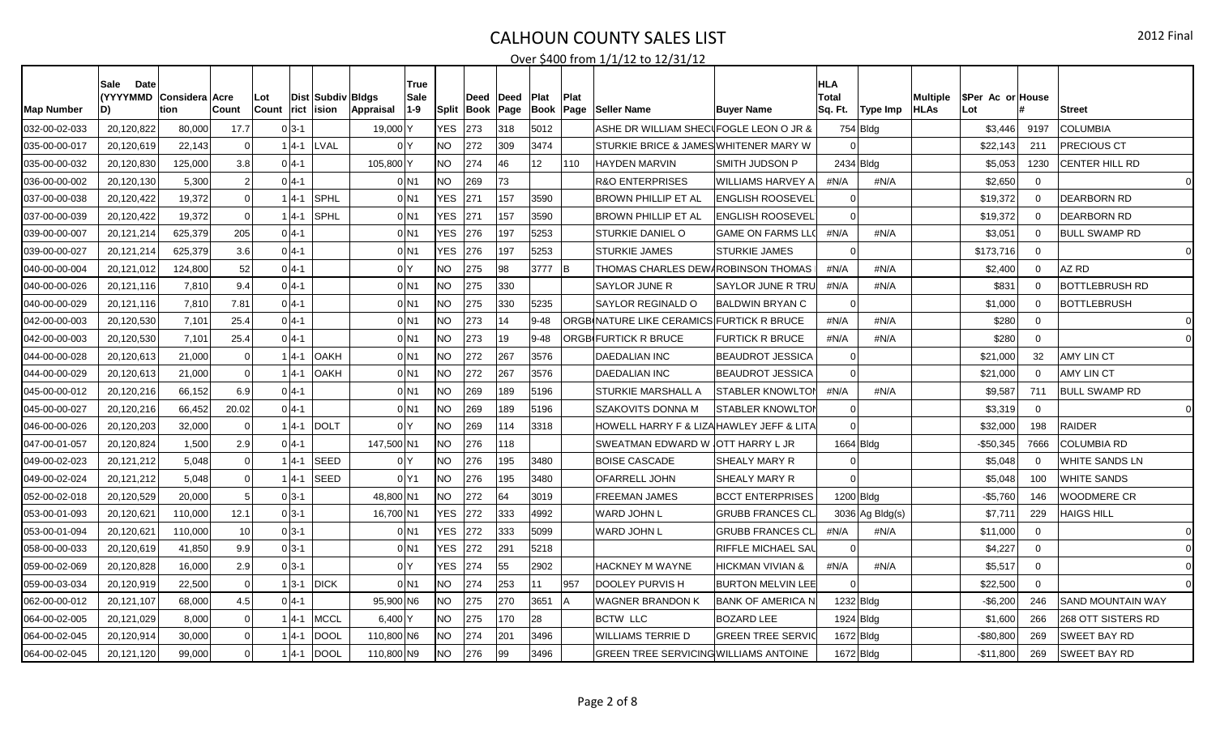# CALHOUN COUNTY SALES LIST

2012 Final

Over $400 from 1/1/12 to 12/31/12

| Map Number | Sale Date (YYYYMMDD) | Consideration | Acre Count | Lot Count | District | Subdivision | Bldgs Appraisal | True Sale 1-9 | Split | Deed Book | Deed Page | Plat Book | Plat Page | Seller Name | Buyer Name | HLA Total Sq. Ft. | Type Imp | Multiple HLAs | $Per Ac or Lot | House # | Street |
|---|---|---|---|---|---|---|---|---|---|---|---|---|---|---|---|---|---|---|---|---|---|
| 032-00-02-033 | 20,120,822 | 80,000 | 17.7 | 0 | 3-1 | | 19,000 | Y | YES | 273 | 318 | 5012 | | ASHE DR WILLIAM SHECU | FOGLE LEON O JR & | 754 | Bldg | | $3,446 | 9197 | COLUMBIA |
| 035-00-00-017 | 20,120,619 | 22,143 | 0 | 1 | 4-1 | LVAL | 0 | Y | NO | 272 | 309 | 3474 | | STURKIE BRICE & JAMES | WHITENER MARY W | 0 | | | $22,143 | 211 | PRECIOUS CT |
| 035-00-00-032 | 20,120,830 | 125,000 | 3.8 | 0 | 4-1 | | 105,800 | Y | NO | 274 | 46 | 12 | 110 | HAYDEN MARVIN | SMITH JUDSON P | 2434 | Bldg | | $5,053 | 1230 | CENTER HILL RD |
| 036-00-00-002 | 20,120,130 | 5,300 | 2 | 0 | 4-1 | | 0 | N1 | NO | 269 | 73 | | | R&O ENTERPRISES | WILLIAMS HARVEY A | #N/A | #N/A | | $2,650 | 0 | 0 |
| 037-00-00-038 | 20,120,422 | 19,372 | 0 | 1 | 4-1 | SPHL | 0 | N1 | YES | 271 | 157 | 3590 | | BROWN PHILLIP ET AL | ENGLISH ROOSEVEL | 0 | | | $19,372 | 0 | DEARBORN RD |
| 037-00-00-039 | 20,120,422 | 19,372 | 0 | 1 | 4-1 | SPHL | 0 | N1 | YES | 271 | 157 | 3590 | | BROWN PHILLIP ET AL | ENGLISH ROOSEVEL | 0 | | | $19,372 | 0 | DEARBORN RD |
| 039-00-00-007 | 20,121,214 | 625,379 | 205 | 0 | 4-1 | | 0 | N1 | YES | 276 | 197 | 5253 | | STURKIE DANIEL O | GAME ON FARMS LLC | #N/A | #N/A | | $3,051 | 0 | BULL SWAMP RD |
| 039-00-00-027 | 20,121,214 | 625,379 | 3.6 | 0 | 4-1 | | 0 | N1 | YES | 276 | 197 | 5253 | | STURKIE JAMES | STURKIE JAMES | 0 | | | $173,716 | 0 | 0 |
| 040-00-00-004 | 20,121,012 | 124,800 | 52 | 0 | 4-1 | | 0 | Y | NO | 275 | 98 | 3777 | B | THOMAS CHARLES DEWA | ROBINSON THOMAS | #N/A | #N/A | | $2,400 | 0 | AZ RD |
| 040-00-00-026 | 20,121,116 | 7,810 | 9.4 | 0 | 4-1 | | 0 | N1 | NO | 275 | 330 | | | SAYLOR JUNE R | SAYLOR JUNE R TRU | #N/A | #N/A | | $831 | 0 | BOTTLEBRUSH RD |
| 040-00-00-029 | 20,121,116 | 7,810 | 7.81 | 0 | 4-1 | | 0 | N1 | NO | 275 | 330 | 5235 | | SAYLOR REGINALD O | BALDWIN BRYAN C | 0 | | | $1,000 | 0 | BOTTLEBRUSH |
| 042-00-00-003 | 20,120,530 | 7,101 | 25.4 | 0 | 4-1 | | 0 | N1 | NO | 273 | 14 | 9-48 | | ORGB NATURE LIKE CERAMICS | FURTICK R BRUCE | #N/A | #N/A | | $280 | 0 | 0 |
| 042-00-00-003 | 20,120,530 | 7,101 | 25.4 | 0 | 4-1 | | 0 | N1 | NO | 273 | 19 | 9-48 | | ORGB FURTICK R BRUCE | FURTICK R BRUCE | #N/A | #N/A | | $280 | 0 | 0 |
| 044-00-00-028 | 20,120,613 | 21,000 | 0 | 1 | 4-1 | OAKH | 0 | N1 | NO | 272 | 267 | 3576 | | DAEDALIAN INC | BEAUDROT JESSICA | 0 | | | $21,000 | 32 | AMY LIN CT |
| 044-00-00-029 | 20,120,613 | 21,000 | 0 | 1 | 4-1 | OAKH | 0 | N1 | NO | 272 | 267 | 3576 | | DAEDALIAN INC | BEAUDROT JESSICA | 0 | | | $21,000 | 0 | AMY LIN CT |
| 045-00-00-012 | 20,120,216 | 66,152 | 6.9 | 0 | 4-1 | | 0 | N1 | NO | 269 | 189 | 5196 | | STURKIE MARSHALL A | STABLER KNOWLTON | #N/A | #N/A | | $9,587 | 711 | BULL SWAMP RD |
| 045-00-00-027 | 20,120,216 | 66,452 | 20.02 | 0 | 4-1 | | 0 | N1 | NO | 269 | 189 | 5196 | | SZAKOVITS DONNA M | STABLER KNOWLTON | 0 | | | $3,319 | 0 | 0 |
| 046-00-00-026 | 20,120,203 | 32,000 | 0 | 1 | 4-1 | DOLT | 0 | Y | NO | 269 | 114 | 3318 | | HOWELL HARRY F & LIZA | HAWLEY JEFF & LITA | 0 | | | $32,000 | 198 | RAIDER |
| 047-00-01-057 | 20,120,824 | 1,500 | 2.9 | 0 | 4-1 | | 147,500 | N1 | NO | 276 | 118 | | | SWEATMAN EDWARD W J | OTT HARRY L JR | 1664 | Bldg | | -$50,345 | 7666 | COLUMBIA RD |
| 049-00-02-023 | 20,121,212 | 5,048 | 0 | 1 | 4-1 | SEED | 0 | Y | NO | 276 | 195 | 3480 | | BOISE CASCADE | SHEALY MARY R | 0 | | | $5,048 | 0 | WHITE SANDS LN |
| 049-00-02-024 | 20,121,212 | 5,048 | 0 | 1 | 4-1 | SEED | 0 | Y1 | NO | 276 | 195 | 3480 | | OFARRELL JOHN | SHEALY MARY R | 0 | | | $5,048 | 100 | WHITE SANDS |
| 052-00-02-018 | 20,120,529 | 20,000 | 5 | 0 | 3-1 | | 48,800 | N1 | NO | 272 | 64 | 3019 | | FREEMAN JAMES | BCCT ENTERPRISES | 1200 | Bldg | | -$5,760 | 146 | WOODMERE CR |
| 053-00-01-093 | 20,120,621 | 110,000 | 12.1 | 0 | 3-1 | | 16,700 | N1 | YES | 272 | 333 | 4992 | | WARD JOHN L | GRUBB FRANCES CL | 3036 | Ag Bldg(s) | | $7,711 | 229 | HAIGS HILL |
| 053-00-01-094 | 20,120,621 | 110,000 | 10 | 0 | 3-1 | | 0 | N1 | YES | 272 | 333 | 5099 | | WARD JOHN L | GRUBB FRANCES CL | #N/A | #N/A | | $11,000 | 0 | 0 |
| 058-00-00-033 | 20,120,619 | 41,850 | 9.9 | 0 | 3-1 | | 0 | N1 | YES | 272 | 291 | 5218 | | | RIFFLE MICHAEL SAU | 0 | | | $4,227 | 0 | 0 |
| 059-00-02-069 | 20,120,828 | 16,000 | 2.9 | 0 | 3-1 | | 0 | Y | YES | 274 | 55 | 2902 | | HACKNEY M WAYNE | HICKMAN VIVIAN & | #N/A | #N/A | | $5,517 | 0 | 0 |
| 059-00-03-034 | 20,120,919 | 22,500 | 0 | 1 | 3-1 | DICK | 0 | N1 | NO | 274 | 253 | 11 | 957 | DOOLEY PURVIS H | BURTON MELVIN LEE | 0 | | | $22,500 | 0 | 0 |
| 062-00-00-012 | 20,121,107 | 68,000 | 4.5 | 0 | 4-1 | | 95,900 | N6 | NO | 275 | 270 | 3651 | A | WAGNER BRANDON K | BANK OF AMERICA N | 1232 | Bldg | | -$6,200 | 246 | SAND MOUNTAIN WAY |
| 064-00-02-005 | 20,121,029 | 8,000 | 0 | 1 | 4-1 | MCCL | 6,400 | Y | NO | 275 | 170 | 28 | | BCTW LLC | BOZARD LEE | 1924 | Bldg | | $1,600 | 266 | 268 OTT SISTERS RD |
| 064-00-02-045 | 20,120,914 | 30,000 | 0 | 1 | 4-1 | DOOL | 110,800 | N6 | NO | 274 | 201 | 3496 | | WILLIAMS TERRIE D | GREEN TREE SERVIC | 1672 | Bldg | | -$80,800 | 269 | SWEET BAY RD |
| 064-00-02-045 | 20,121,120 | 99,000 | 0 | 1 | 4-1 | DOOL | 110,800 | N9 | NO | 276 | 99 | 3496 | | GREEN TREE SERVICING | WILLIAMS ANTOINE | 1672 | Bldg | | -$11,800 | 269 | SWEET BAY RD |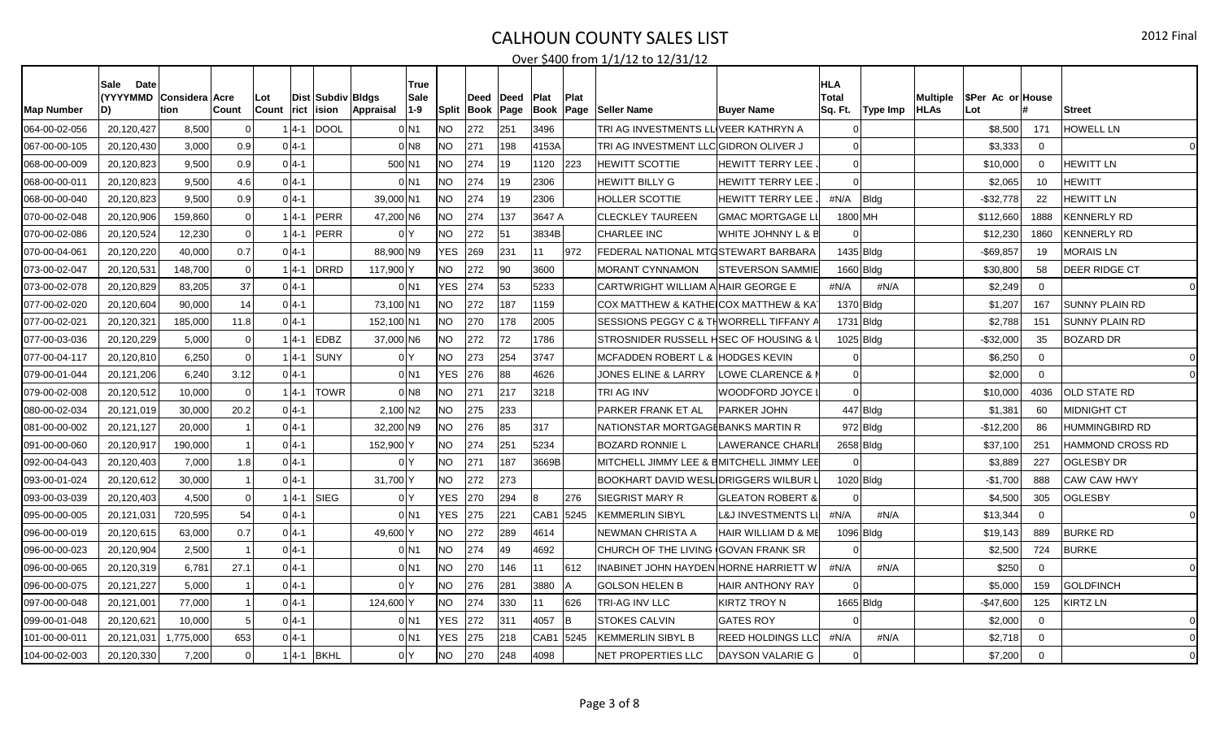# CALHOUN COUNTY SALES LIST

2012 Final

Over $400 from 1/1/12 to 12/31/12

| Map Number | Sale Date (YYYYMMDD) | Consideration | Acre Count | Lot Count | District | Subdivision | Bldgs Appraisal | True Sale 1-9 | Split | Deed Book | Deed Page | Plat Book | Plat Page | Seller Name | Buyer Name | HLA Total Sq. Ft. | Type Imp | Multiple HLAs | $Per Ac or Lot | House # | Street |
|---|---|---|---|---|---|---|---|---|---|---|---|---|---|---|---|---|---|---|---|---|---|
| 064-00-02-056 | 20,120,427 | 8,500 | 0 | 1 | 4-1 | DOOL | 0 | N1 | NO | 272 | 251 | 3496 | | TRI AG INVESTMENTS LL | VEER KATHRYN A | 0 | | | $8,500 | 171 | HOWELL LN |
| 067-00-00-105 | 20,120,430 | 3,000 | 0.9 | 0 | 4-1 | | 0 | N8 | NO | 271 | 198 | 4153A | | TRI AG INVESTMENT LLC | GIDRON OLIVER J | 0 | | | $3,333 | 0 | 0 |
| 068-00-00-009 | 20,120,823 | 9,500 | 0.9 | 0 | 4-1 | | 500 | N1 | NO | 274 | 19 | 1120 | 223 | HEWITT SCOTTIE | HEWITT TERRY LEE | 0 | | | $10,000 | 0 | HEWITT LN |
| 068-00-00-011 | 20,120,823 | 9,500 | 4.6 | 0 | 4-1 | | 0 | N1 | NO | 274 | 19 | 2306 | | HEWITT BILLY G | HEWITT TERRY LEE | 0 | | | $2,065 | 10 | HEWITT |
| 068-00-00-040 | 20,120,823 | 9,500 | 0.9 | 0 | 4-1 | | 39,000 | N1 | NO | 274 | 19 | 2306 | | HOLLER SCOTTIE | HEWITT TERRY LEE | #N/A | Bldg | | -$32,778 | 22 | HEWITT LN |
| 070-00-02-048 | 20,120,906 | 159,860 | 0 | 1 | 4-1 | PERR | 47,200 | N6 | NO | 274 | 137 | 3647 A | | CLECKLEY TAUREEN | GMAC MORTGAGE LL | 1800 | MH | | $112,660 | 1888 | KENNERLY RD |
| 070-00-02-086 | 20,120,524 | 12,230 | 0 | 1 | 4-1 | PERR | 0 | Y | NO | 272 | 51 | 3834B | | CHARLEE INC | WHITE JOHNNY L & B | 0 | | | $12,230 | 1860 | KENNERLY RD |
| 070-00-04-061 | 20,120,220 | 40,000 | 0.7 | 0 | 4-1 | | 88,900 | N9 | YES | 269 | 231 | 11 | 972 | FEDERAL NATIONAL MTG | STEWART BARBARA | 1435 | Bldg | | -$69,857 | 19 | MORAIS LN |
| 073-00-02-047 | 20,120,531 | 148,700 | 0 | 1 | 4-1 | DRRD | 117,900 | Y | NO | 272 | 90 | 3600 | | MORANT CYNNAMON | STEVERSON SAMMIE | 1660 | Bldg | | $30,800 | 58 | DEER RIDGE CT |
| 073-00-02-078 | 20,120,829 | 83,205 | 37 | 0 | 4-1 | | 0 | N1 | YES | 274 | 53 | 5233 | | CARTWRIGHT WILLIAM A | HAIR GEORGE E | #N/A | #N/A | | $2,249 | 0 | 0 |
| 077-00-02-020 | 20,120,604 | 90,000 | 14 | 0 | 4-1 | | 73,100 | N1 | NO | 272 | 187 | 1159 | | COX MATTHEW & KATHE | COX MATTHEW & KA | 1370 | Bldg | | $1,207 | 167 | SUNNY PLAIN RD |
| 077-00-02-021 | 20,120,321 | 185,000 | 11.8 | 0 | 4-1 | | 152,100 | N1 | NO | 270 | 178 | 2005 | | SESSIONS PEGGY C & TH | WORRELL TIFFANY A | 1731 | Bldg | | $2,788 | 151 | SUNNY PLAIN RD |
| 077-00-03-036 | 20,120,229 | 5,000 | 0 | 1 | 4-1 | EDBZ | 37,000 | N6 | NO | 272 | 72 | 1786 | | STROSNIDER RUSSELL H | SEC OF HOUSING & | 1025 | Bldg | | -$32,000 | 35 | BOZARD DR |
| 077-00-04-117 | 20,120,810 | 6,250 | 0 | 1 | 4-1 | SUNY | 0 | Y | NO | 273 | 254 | 3747 | | MCFADDEN ROBERT L & | HODGES KEVIN | 0 | | | $6,250 | 0 | 0 |
| 079-00-01-044 | 20,121,206 | 6,240 | 3.12 | 0 | 4-1 | | 0 | N1 | YES | 276 | 88 | 4626 | | JONES ELINE & LARRY | LOWE CLARENCE & | 0 | | | $2,000 | 0 | 0 |
| 079-00-02-008 | 20,120,512 | 10,000 | 0 | 1 | 4-1 | TOWR | 0 | N8 | NO | 271 | 217 | 3218 | | TRI AG INV | WOODFORD JOYCE | 0 | | | $10,000 | 4036 | OLD STATE RD |
| 080-00-02-034 | 20,121,019 | 30,000 | 20.2 | 0 | 4-1 | | 2,100 | N2 | NO | 275 | 233 | | | PARKER FRANK ET AL | PARKER JOHN | 447 | Bldg | | $1,381 | 60 | MIDNIGHT CT |
| 081-00-00-002 | 20,121,127 | 20,000 | 1 | 0 | 4-1 | | 32,200 | N9 | NO | 276 | 85 | 317 | | NATIONSTAR MORTGAGE | BANKS MARTIN R | 972 | Bldg | | -$12,200 | 86 | HUMMINGBIRD RD |
| 091-00-00-060 | 20,120,917 | 190,000 | 1 | 0 | 4-1 | | 152,900 | Y | NO | 274 | 251 | 5234 | | BOZARD RONNIE L | LAWERANCE CHARL | 2658 | Bldg | | $37,100 | 251 | HAMMOND CROSS RD |
| 092-00-04-043 | 20,120,403 | 7,000 | 1.8 | 0 | 4-1 | | 0 | Y | NO | 271 | 187 | 3669B | | MITCHELL JIMMY LEE & B | MITCHELL JIMMY LEE | 0 | | | $3,889 | 227 | OGLESBY DR |
| 093-00-01-024 | 20,120,612 | 30,000 | 1 | 0 | 4-1 | | 31,700 | Y | NO | 272 | 273 | | | BOOKHART DAVID WESL | DRIGGERS WILBUR L | 1020 | Bldg | | -$1,700 | 888 | CAW CAW HWY |
| 093-00-03-039 | 20,120,403 | 4,500 | 0 | 1 | 4-1 | SIEG | 0 | Y | YES | 270 | 294 | 8 | 276 | SIEGRIST MARY R | GLEATON ROBERT & | 0 | | | $4,500 | 305 | OGLESBY |
| 095-00-00-005 | 20,121,031 | 720,595 | 54 | 0 | 4-1 | | 0 | N1 | YES | 275 | 221 | CAB1 | 5245 | KEMMERLIN SIBYL | L&J INVESTMENTS LL | #N/A | #N/A | | $13,344 | 0 | 0 |
| 096-00-00-019 | 20,120,615 | 63,000 | 0.7 | 0 | 4-1 | | 49,600 | Y | NO | 272 | 289 | 4614 | | NEWMAN CHRISTA A | HAIR WILLIAM D & ME | 1096 | Bldg | | $19,143 | 889 | BURKE RD |
| 096-00-00-023 | 20,120,904 | 2,500 | 1 | 0 | 4-1 | | 0 | N1 | NO | 274 | 49 | 4692 | | CHURCH OF THE LIVING | GOVAN FRANK SR | 0 | | | $2,500 | 724 | BURKE |
| 096-00-00-065 | 20,120,319 | 6,781 | 27.1 | 0 | 4-1 | | 0 | N1 | NO | 270 | 146 | 11 | 612 | INABINET JOHN HAYDEN | HORNE HARRIETT W | #N/A | #N/A | | $250 | 0 | 0 |
| 096-00-00-075 | 20,121,227 | 5,000 | 1 | 0 | 4-1 | | 0 | Y | NO | 276 | 281 | 3880 | A | GOLSON HELEN B | HAIR ANTHONY RAY | 0 | | | $5,000 | 159 | GOLDFINCH |
| 097-00-00-048 | 20,121,001 | 77,000 | 1 | 0 | 4-1 | | 124,600 | Y | NO | 274 | 330 | 11 | 626 | TRI-AG INV LLC | KIRTZ TROY N | 1665 | Bldg | | -$47,600 | 125 | KIRTZ LN |
| 099-00-01-048 | 20,120,621 | 10,000 | 5 | 0 | 4-1 | | 0 | N1 | YES | 272 | 311 | 4057 | B | STOKES CALVIN | GATES ROY | 0 | | | $2,000 | 0 | 0 |
| 101-00-00-011 | 20,121,031 | 1,775,000 | 653 | 0 | 4-1 | | 0 | N1 | YES | 275 | 218 | CAB1 | 5245 | KEMMERLIN SIBYL B | REED HOLDINGS LLC | #N/A | #N/A | | $2,718 | 0 | 0 |
| 104-00-02-003 | 20,120,330 | 7,200 | 0 | 1 | 4-1 | BKHL | 0 | Y | NO | 270 | 248 | 4098 | | NET PROPERTIES LLC | DAYSON VALARIE G | 0 | | | $7,200 | 0 | 0 |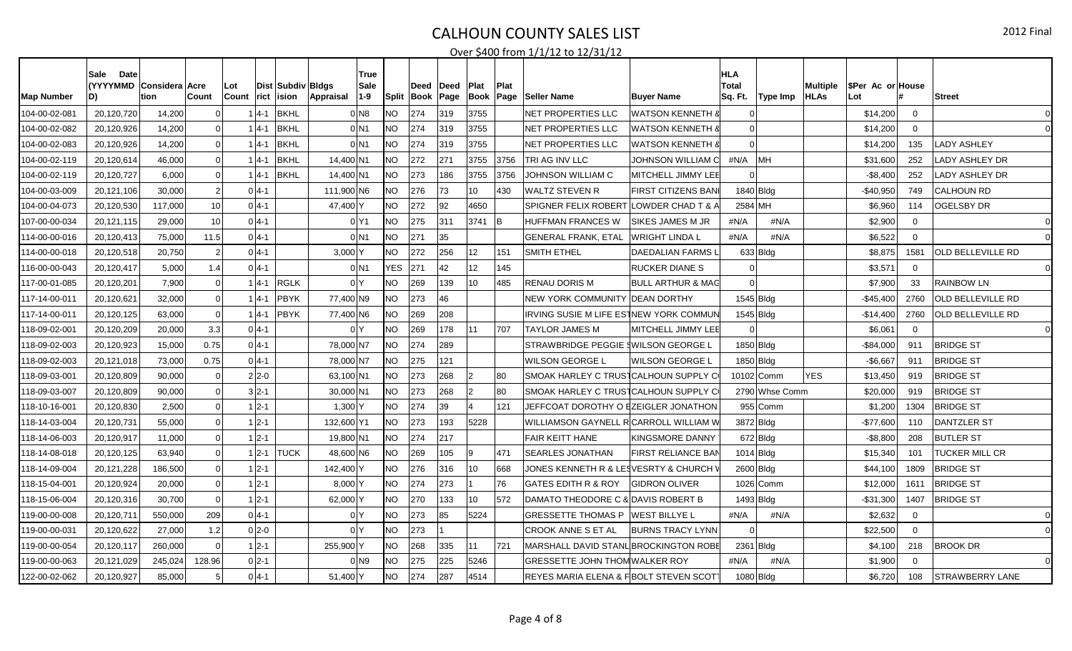# CALHOUN COUNTY SALES LIST

2012 Final

Over $400 from 1/1/12 to 12/31/12

| Map Number | Sale Date (YYYYMMDD) | Consideration | Acre Count | Lot Count | District | Subdivision | Bldgs Appraisal | True Sale 1-9 | Split | Deed Book | Deed Page | Plat Book | Plat Page | Seller Name | Buyer Name | HLA Total Sq. Ft. | Type Imp | Multiple HLAs | $Per Ac or Lot | House # | Street |
|---|---|---|---|---|---|---|---|---|---|---|---|---|---|---|---|---|---|---|---|---|---|
| 104-00-02-081 | 20,120,720 | 14,200 | 0 | 1 | 4-1 | BKHL | 0 | N8 | NO | 274 | 319 | 3755 | | NET PROPERTIES LLC | WATSON KENNETH & | 0 | | | $14,200 | 0 | 0 |
| 104-00-02-082 | 20,120,926 | 14,200 | 0 | 1 | 4-1 | BKHL | 0 | N1 | NO | 274 | 319 | 3755 | | NET PROPERTIES LLC | WATSON KENNETH & | 0 | | | $14,200 | 0 | 0 |
| 104-00-02-083 | 20,120,926 | 14,200 | 0 | 1 | 4-1 | BKHL | 0 | N1 | NO | 274 | 319 | 3755 | | NET PROPERTIES LLC | WATSON KENNETH & | 0 | | | $14,200 | 135 | LADY ASHLEY |
| 104-00-02-119 | 20,120,614 | 46,000 | 0 | 1 | 4-1 | BKHL | 14,400 | N1 | NO | 272 | 271 | 3755 | 3756 | TRI AG INV LLC | JOHNSON WILLIAM C | #N/A | MH | | $31,600 | 252 | LADY ASHLEY DR |
| 104-00-02-119 | 20,120,727 | 6,000 | 0 | 1 | 4-1 | BKHL | 14,400 | N1 | NO | 273 | 186 | 3755 | 3756 | JOHNSON WILLIAM C | MITCHELL JIMMY LEE | 0 | | | -$8,400 | 252 | LADY ASHLEY DR |
| 104-00-03-009 | 20,121,106 | 30,000 | 2 | 0 | 4-1 | | 111,900 | N6 | NO | 276 | 73 | 10 | 430 | WALTZ STEVEN R | FIRST CITIZENS BANI | 1840 | Bldg | | -$40,950 | 749 | CALHOUN RD |
| 104-00-04-073 | 20,120,530 | 117,000 | 10 | 0 | 4-1 | | 47,400 | Y | NO | 272 | 92 | 4650 | | SPIGNER FELIX ROBERT | LOWDER CHAD T & A | 2584 | MH | | $6,960 | 114 | OGELSBY DR |
| 107-00-00-034 | 20,121,115 | 29,000 | 10 | 0 | 4-1 | | 0 | Y1 | NO | 275 | 311 | 3741 | B | HUFFMAN FRANCES W | SIKES JAMES M JR | #N/A | #N/A | | $2,900 | 0 | 0 |
| 114-00-00-016 | 20,120,413 | 75,000 | 11.5 | 0 | 4-1 | | 0 | N1 | NO | 271 | 35 | | | GENERAL FRANK, ETAL | WRIGHT LINDA L | #N/A | #N/A | | $6,522 | 0 | 0 |
| 114-00-00-018 | 20,120,518 | 20,750 | 2 | 0 | 4-1 | | 3,000 | Y | NO | 272 | 256 | 12 | 151 | SMITH ETHEL | DAEDALIAN FARMS L | 633 | Bldg | | $8,875 | 1581 | OLD BELLEVILLE RD |
| 116-00-00-043 | 20,120,417 | 5,000 | 1.4 | 0 | 4-1 | | 0 | N1 | YES | 271 | 42 | 12 | 145 | | RUCKER DIANE S | 0 | | | $3,571 | 0 | 0 |
| 117-01-01-085 | 20,120,201 | 7,900 | 0 | 1 | 4-1 | RGLK | 0 | Y | NO | 269 | 139 | 10 | 485 | RENAU DORIS M | BULL ARTHUR & MAG | 0 | | | $7,900 | 33 | RAINBOW LN |
| 117-14-00-011 | 20,120,621 | 32,000 | 0 | 1 | 4-1 | PBYK | 77,400 | N9 | NO | 273 | 46 | | | NEW YORK COMMUNITY | DEAN DORTHY | 1545 | Bldg | | -$45,400 | 2760 | OLD BELLEVILLE RD |
| 117-14-00-011 | 20,120,125 | 63,000 | 0 | 1 | 4-1 | PBYK | 77,400 | N6 | NO | 269 | 208 | | | IRVING SUSIE M LIFE ES | NEW YORK COMMUN | 1545 | Bldg | | -$14,400 | 2760 | OLD BELLEVILLE RD |
| 118-09-02-001 | 20,120,209 | 20,000 | 3.3 | 0 | 4-1 | | 0 | Y | NO | 269 | 178 | 11 | 707 | TAYLOR JAMES M | MITCHELL JIMMY LEE | 0 | | | $6,061 | 0 | 0 |
| 118-09-02-003 | 20,120,923 | 15,000 | 0.75 | 0 | 4-1 | | 78,000 | N7 | NO | 274 | 289 | | | STRAWBRIDGE PEGGIE S | WILSON GEORGE L | 1850 | Bldg | | -$84,000 | 911 | BRIDGE ST |
| 118-09-02-003 | 20,121,018 | 73,000 | 0.75 | 0 | 4-1 | | 78,000 | N7 | NO | 275 | 121 | | | WILSON GEORGE L | WILSON GEORGE L | 1850 | Bldg | | -$6,667 | 911 | BRIDGE ST |
| 118-09-03-001 | 20,120,809 | 90,000 | 0 | 2 | 2-0 | | 63,100 | N1 | NO | 273 | 268 | 2 | 80 | SMOAK HARLEY C TRUST | CALHOUN SUPPLY C | 10102 | Comm | YES | $13,450 | 919 | BRIDGE ST |
| 118-09-03-007 | 20,120,809 | 90,000 | 0 | 3 | 2-1 | | 30,000 | N1 | NO | 273 | 268 | 2 | 80 | SMOAK HARLEY C TRUST | CALHOUN SUPPLY C | 2790 | Whse Comm | | $20,000 | 919 | BRIDGE ST |
| 118-10-16-001 | 20,120,830 | 2,500 | 0 | 1 | 2-1 | | 1,300 | Y | NO | 274 | 39 | 4 | 121 | JEFFCOAT DOROTHY O E | ZEIGLER JONATHON | 955 | Comm | | $1,200 | 1304 | BRIDGE ST |
| 118-14-03-004 | 20,120,731 | 55,000 | 0 | 1 | 2-1 | | 132,600 | Y1 | NO | 273 | 193 | 5228 | | WILLIAMSON GAYNELL R | CARROLL WILLIAM W | 3872 | Bldg | | -$77,600 | 110 | DANTZLER ST |
| 118-14-06-003 | 20,120,917 | 11,000 | 0 | 1 | 2-1 | | 19,800 | N1 | NO | 274 | 217 | | | FAIR KEITT HANE | KINGSMORE DANNY | 672 | Bldg | | -$8,800 | 208 | BUTLER ST |
| 118-14-08-018 | 20,120,125 | 63,940 | 0 | 1 | 2-1 | TUCK | 48,600 | N6 | NO | 269 | 105 | 9 | 471 | SEARLES JONATHAN | FIRST RELIANCE BAN | 1014 | Bldg | | $15,340 | 101 | TUCKER MILL CR |
| 118-14-09-004 | 20,121,228 | 186,500 | 0 | 1 | 2-1 | | 142,400 | Y | NO | 276 | 316 | 10 | 668 | JONES KENNETH R & LES | VESRTY & CHURCH V | 2600 | Bldg | | $44,100 | 1809 | BRIDGE ST |
| 118-15-04-001 | 20,120,924 | 20,000 | 0 | 1 | 2-1 | | 8,000 | Y | NO | 274 | 273 | 1 | 76 | GATES EDITH R & ROY | GIDRON OLIVER | 1026 | Comm | | $12,000 | 1611 | BRIDGE ST |
| 118-15-06-004 | 20,120,316 | 30,700 | 0 | 1 | 2-1 | | 62,000 | Y | NO | 270 | 133 | 10 | 572 | DAMATO THEODORE C & | DAVIS ROBERT B | 1493 | Bldg | | -$31,300 | 1407 | BRIDGE ST |
| 119-00-00-008 | 20,120,711 | 550,000 | 209 | 0 | 4-1 | | 0 | Y | NO | 273 | 85 | 5224 | | GRESSETTE THOMAS P | WEST BILLYE L | #N/A | #N/A | | $2,632 | 0 | 0 |
| 119-00-00-031 | 20,120,622 | 27,000 | 1.2 | 0 | 2-0 | | 0 | Y | NO | 273 | 1 | | | CROOK ANNE S ET AL | BURNS TRACY LYNN | 0 | | | $22,500 | 0 | 0 |
| 119-00-00-054 | 20,120,117 | 260,000 | 0 | 1 | 2-1 | | 255,900 | Y | NO | 268 | 335 | 11 | 721 | MARSHALL DAVID STANL | BROCKINGTON ROBE | 2361 | Bldg | | $4,100 | 218 | BROOK DR |
| 119-00-00-063 | 20,121,029 | 245,024 | 128.96 | 0 | 2-1 | | 0 | N9 | NO | 275 | 225 | 5246 | | GRESSETTE JOHN THOM | WALKER ROY | #N/A | #N/A | | $1,900 | 0 | 0 |
| 122-00-02-062 | 20,120,927 | 85,000 | 5 | 0 | 4-1 | | 51,400 | Y | NO | 274 | 287 | 4514 | | REYES MARIA ELENA & F | BOLT STEVEN SCOT | 1080 | Bldg | | $6,720 | 108 | STRAWBERRY LANE |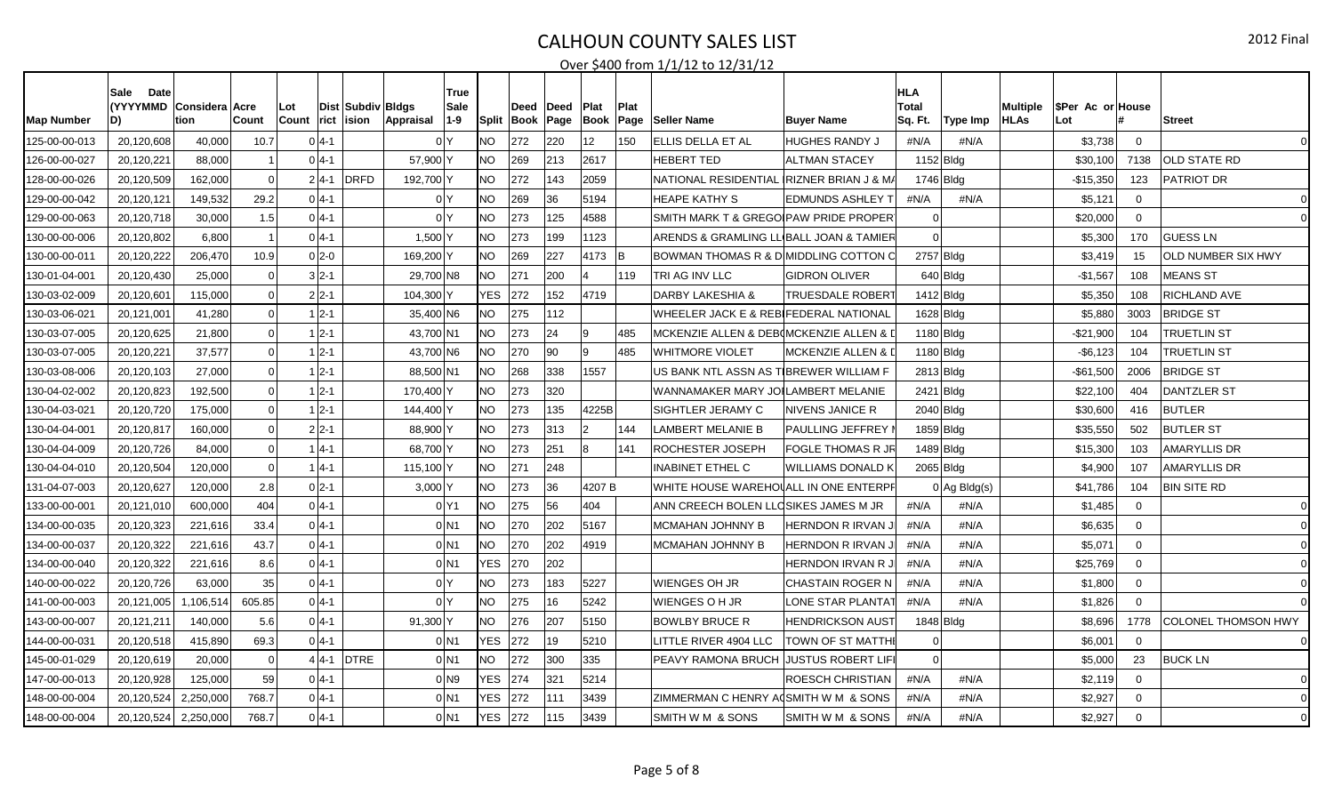# CALHOUN COUNTY SALES LIST

Over $400 from 1/1/12 to 12/31/12

2012 Final

| Map Number | Sale Date (YYYYMMDD) | Consideration | Acre Count | Lot Count | District | Subdivision | Bldgs Appraisal | True Sale 1-9 | Split | Deed Book | Deed Page | Plat Book | Plat Page | Seller Name | Buyer Name | HLA Total Sq. Ft. | Type Imp | Multiple HLAs | $Per Ac or Lot | House # | Street |
|---|---|---|---|---|---|---|---|---|---|---|---|---|---|---|---|---|---|---|---|---|---|
| 125-00-00-013 | 20,120,608 | 40,000 | 10.7 | 0 | 4-1 | | 0 | Y | NO | 272 | 220 | 12 | 150 | ELLIS DELLA ET AL | HUGHES RANDY J | #N/A | #N/A | | $3,738 | 0 | 0 |
| 126-00-00-027 | 20,120,221 | 88,000 | 1 | 0 | 4-1 | | 57,900 | Y | NO | 269 | 213 | 2617 | | HEBERT TED | ALTMAN STACEY | 1152 | Bldg | | $30,100 | 7138 | OLD STATE RD |
| 128-00-00-026 | 20,120,509 | 162,000 | 0 | 2 | 4-1 | DRFD | 192,700 | Y | NO | 272 | 143 | 2059 | | NATIONAL RESIDENTIAL | RIZNER BRIAN J & M/ | 1746 | Bldg | | -$15,350 | 123 | PATRIOT DR |
| 129-00-00-042 | 20,120,121 | 149,532 | 29.2 | 0 | 4-1 | | 0 | Y | NO | 269 | 36 | 5194 | | HEAPE KATHY S | EDMUNDS ASHLEY T | #N/A | #N/A | | $5,121 | 0 | 0 |
| 129-00-00-063 | 20,120,718 | 30,000 | 1.5 | 0 | 4-1 | | 0 | Y | NO | 273 | 125 | 4588 | | SMITH MARK T & GREGO | PAW PRIDE PROPER | 0 | | | $20,000 | 0 | 0 |
| 130-00-00-006 | 20,120,802 | 6,800 | 1 | 0 | 4-1 | | 1,500 | Y | NO | 273 | 199 | 1123 | | ARENDS & GRAMLING LL | BALL JOAN & TAMIER | 0 | | | $5,300 | 170 | GUESS LN |
| 130-00-00-011 | 20,120,222 | 206,470 | 10.9 | 0 | 2-0 | | 169,200 | Y | NO | 269 | 227 | 4173 | B | BOWMAN THOMAS R & D | MIDDLING COTTON C | 2757 | Bldg | | $3,419 | 15 | OLD NUMBER SIX HWY |
| 130-01-04-001 | 20,120,430 | 25,000 | 0 | 3 | 2-1 | | 29,700 | N8 | NO | 271 | 200 | 4 | 119 | TRI AG INV LLC | GIDRON OLIVER | 640 | Bldg | | -$1,567 | 108 | MEANS ST |
| 130-03-02-009 | 20,120,601 | 115,000 | 0 | 2 | 2-1 | | 104,300 | Y | YES | 272 | 152 | 4719 | | DARBY LAKESHIA & | TRUESDALE ROBERT | 1412 | Bldg | | $5,350 | 108 | RICHLAND AVE |
| 130-03-06-021 | 20,121,001 | 41,280 | 0 | 1 | 2-1 | | 35,400 | N6 | NO | 275 | 112 | | | WHEELER JACK E & REB | FEDERAL NATIONAL | 1628 | Bldg | | $5,880 | 3003 | BRIDGE ST |
| 130-03-07-005 | 20,120,625 | 21,800 | 0 | 1 | 2-1 | | 43,700 | N1 | NO | 273 | 24 | 9 | 485 | MCKENZIE ALLEN & DEB | MCKENZIE ALLEN & D | 1180 | Bldg | | -$21,900 | 104 | TRUETLIN ST |
| 130-03-07-005 | 20,120,221 | 37,577 | 0 | 1 | 2-1 | | 43,700 | N6 | NO | 270 | 90 | 9 | 485 | WHITMORE VIOLET | MCKENZIE ALLEN & D | 1180 | Bldg | | -$6,123 | 104 | TRUETLIN ST |
| 130-03-08-006 | 20,120,103 | 27,000 | 0 | 1 | 2-1 | | 88,500 | N1 | NO | 268 | 338 | 1557 | | US BANK NTL ASSN AS T | BREWER WILLIAM F | 2813 | Bldg | | -$61,500 | 2006 | BRIDGE ST |
| 130-04-02-002 | 20,120,823 | 192,500 | 0 | 1 | 2-1 | | 170,400 | Y | NO | 273 | 320 | | | WANNAMAKER MARY JO | LAMBERT MELANIE | 2421 | Bldg | | $22,100 | 404 | DANTZLER ST |
| 130-04-03-021 | 20,120,720 | 175,000 | 0 | 1 | 2-1 | | 144,400 | Y | NO | 273 | 135 | 4225B | | SIGHTLER JERAMY C | NIVENS JANICE R | 2040 | Bldg | | $30,600 | 416 | BUTLER |
| 130-04-04-001 | 20,120,817 | 160,000 | 0 | 2 | 2-1 | | 88,900 | Y | NO | 273 | 313 | 2 | 144 | LAMBERT MELANIE B | PAULLING JEFFREY | 1859 | Bldg | | $35,550 | 502 | BUTLER ST |
| 130-04-04-009 | 20,120,726 | 84,000 | 0 | 1 | 4-1 | | 68,700 | Y | NO | 273 | 251 | 8 | 141 | ROCHESTER JOSEPH | FOGLE THOMAS R JR | 1489 | Bldg | | $15,300 | 103 | AMARYLLIS DR |
| 130-04-04-010 | 20,120,504 | 120,000 | 0 | 1 | 4-1 | | 115,100 | Y | NO | 271 | 248 | | | INABINET ETHEL C | WILLIAMS DONALD K | 2065 | Bldg | | $4,900 | 107 | AMARYLLIS DR |
| 131-04-07-003 | 20,120,627 | 120,000 | 2.8 | 0 | 2-1 | | 3,000 | Y | NO | 273 | 36 | 4207 B | | WHITE HOUSE WAREHO | ALL IN ONE ENTERPI | 0 | Ag Bldg(s) | | $41,786 | 104 | BIN SITE RD |
| 133-00-00-001 | 20,121,010 | 600,000 | 404 | 0 | 4-1 | | 0 | Y1 | NO | 275 | 56 | 404 | | ANN CREECH BOLEN LLC | SIKES JAMES M JR | #N/A | #N/A | | $1,485 | 0 | 0 |
| 134-00-00-035 | 20,120,323 | 221,616 | 33.4 | 0 | 4-1 | | 0 | N1 | NO | 270 | 202 | 5167 | | MCMAHAN JOHNNY B | HERNDON R IRVAN J | #N/A | #N/A | | $6,635 | 0 | 0 |
| 134-00-00-037 | 20,120,322 | 221,616 | 43.7 | 0 | 4-1 | | 0 | N1 | NO | 270 | 202 | 4919 | | MCMAHAN JOHNNY B | HERNDON R IRVAN J | #N/A | #N/A | | $5,071 | 0 | 0 |
| 134-00-00-040 | 20,120,322 | 221,616 | 8.6 | 0 | 4-1 | | 0 | N1 | YES | 270 | 202 | | | | HERNDON IRVAN R J | #N/A | #N/A | | $25,769 | 0 | 0 |
| 140-00-00-022 | 20,120,726 | 63,000 | 35 | 0 | 4-1 | | 0 | Y | NO | 273 | 183 | 5227 | | WIENGES OH JR | CHASTAIN ROGER N | #N/A | #N/A | | $1,800 | 0 | 0 |
| 141-00-00-003 | 20,121,005 | 1,106,514 | 605.85 | 0 | 4-1 | | 0 | Y | NO | 275 | 16 | 5242 | | WIENGES O H JR | LONE STAR PLANTAT | #N/A | #N/A | | $1,826 | 0 | 0 |
| 143-00-00-007 | 20,121,211 | 140,000 | 5.6 | 0 | 4-1 | | 91,300 | Y | NO | 276 | 207 | 5150 | | BOWLBY BRUCE R | HENDRICKSON AUST | 1848 | Bldg | | $8,696 | 1778 | COLONEL THOMSON HWY |
| 144-00-00-031 | 20,120,518 | 415,890 | 69.3 | 0 | 4-1 | | 0 | N1 | YES | 272 | 19 | 5210 | | LITTLE RIVER 4904 LLC | TOWN OF ST MATTHI | 0 | | | $6,001 | 0 | 0 |
| 145-00-01-029 | 20,120,619 | 20,000 | 0 | 4 | 4-1 | DTRE | 0 | N1 | NO | 272 | 300 | 335 | | PEAVY RAMONA BRUCH | JUSTUS ROBERT LIF | 0 | | | $5,000 | 23 | BUCK LN |
| 147-00-00-013 | 20,120,928 | 125,000 | 59 | 0 | 4-1 | | 0 | N9 | YES | 274 | 321 | 5214 | | | ROESCH CHRISTIAN | #N/A | #N/A | | $2,119 | 0 | 0 |
| 148-00-00-004 | 20,120,524 | 2,250,000 | 768.7 | 0 | 4-1 | | 0 | N1 | YES | 272 | 111 | 3439 | | ZIMMERMAN C HENRY A | SMITH W M & SONS | #N/A | #N/A | | $2,927 | 0 | 0 |
| 148-00-00-004 | 20,120,524 | 2,250,000 | 768.7 | 0 | 4-1 | | 0 | N1 | YES | 272 | 115 | 3439 | | SMITH W M & SONS | SMITH W M & SONS | #N/A | #N/A | | $2,927 | 0 | 0 |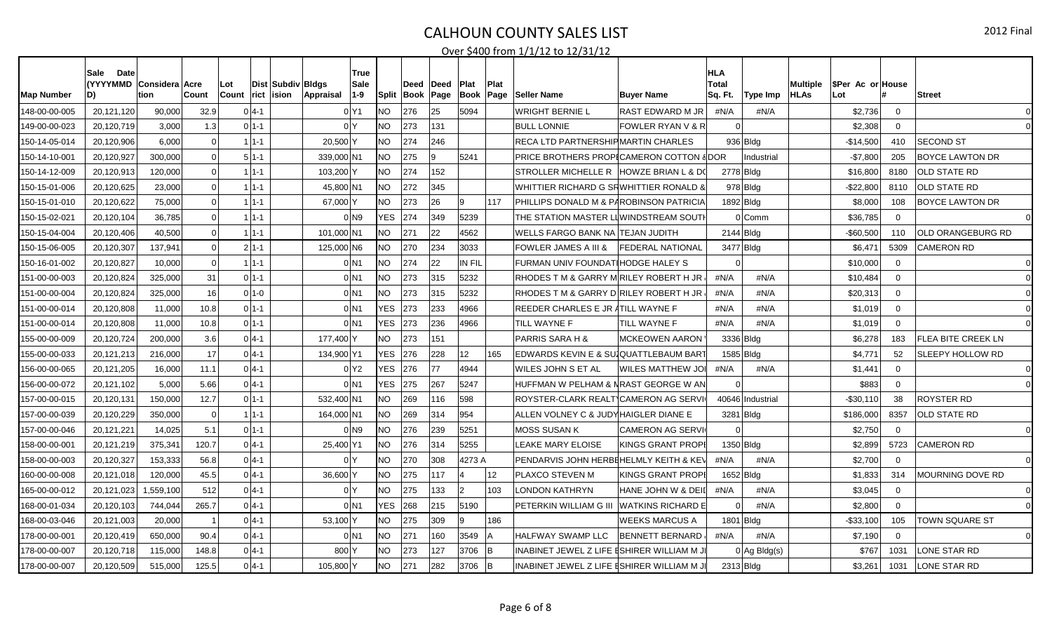# CALHOUN COUNTY SALES LIST

2012 Final

Over $400 from 1/1/12 to 12/31/12

| Map Number | Sale Date (YYYYMMDD) | Consideration | Acre Count | Lot Count | District | Subdivision | Bldgs Appraisal | True Sale 1-9 | Split | Deed Book | Deed Page | Plat Book | Plat Page | Seller Name | Buyer Name | HLA Total Sq. Ft. | Type Imp | Multiple HLAs | $Per Ac or Lot | House # | Street |
|---|---|---|---|---|---|---|---|---|---|---|---|---|---|---|---|---|---|---|---|---|---|
| 148-00-00-005 | 20,121,120 | 90,000 | 32.9 | 0 | 4-1 | | 0 | Y1 | NO | 276 | 25 | 5094 | | WRIGHT BERNIE L | RAST EDWARD M JR | #N/A | #N/A | | $2,736 | 0 | 0 |
| 149-00-00-023 | 20,120,719 | 3,000 | 1.3 | 0 | 1-1 | | 0 | Y | NO | 273 | 131 | | | BULL LONNIE | FOWLER RYAN V & R | 0 | | | $2,308 | 0 | 0 |
| 150-14-05-014 | 20,120,906 | 6,000 | 0 | 1 | 1-1 | | 20,500 | Y | NO | 274 | 246 | | | RECA LTD PARTNERSHIP | MARTIN CHARLES | 936 | Bldg | | -$14,500 | 410 | SECOND ST |
| 150-14-10-001 | 20,120,927 | 300,000 | 0 | 5 | 1-1 | | 339,000 | N1 | NO | 275 | 9 | 5241 | | PRICE BROTHERS PROPE | CAMERON COTTON & DOR | | Industrial | | -$7,800 | 205 | BOYCE LAWTON DR |
| 150-14-12-009 | 20,120,913 | 120,000 | 0 | 1 | 1-1 | | 103,200 | Y | NO | 274 | 152 | | | STROLLER MICHELLE R | HOWZE BRIAN L & DO | 2778 | Bldg | | $16,800 | 8180 | OLD STATE RD |
| 150-15-01-006 | 20,120,625 | 23,000 | 0 | 1 | 1-1 | | 45,800 | N1 | NO | 272 | 345 | | | WHITTIER RICHARD G SR | WHITTIER RONALD & | 978 | Bldg | | -$22,800 | 8110 | OLD STATE RD |
| 150-15-01-010 | 20,120,622 | 75,000 | 0 | 1 | 1-1 | | 67,000 | Y | NO | 273 | 26 | 9 | 117 | PHILLIPS DONALD M & PA | ROBINSON PATRICIA | 1892 | Bldg | | $8,000 | 108 | BOYCE LAWTON DR |
| 150-15-02-021 | 20,120,104 | 36,785 | 0 | 1 | 1-1 | | 0 | N9 | YES | 274 | 349 | 5239 | | THE STATION MASTER LL | WINDSTREAM SOUTH | 0 | Comm | | $36,785 | 0 | 0 |
| 150-15-04-004 | 20,120,406 | 40,500 | 0 | 1 | 1-1 | | 101,000 | N1 | NO | 271 | 22 | 4562 | | WELLS FARGO BANK NA | TEJAN JUDITH | 2144 | Bldg | | -$60,500 | 110 | OLD ORANGEBURG RD |
| 150-15-06-005 | 20,120,307 | 137,941 | 0 | 2 | 1-1 | | 125,000 | N6 | NO | 270 | 234 | 3033 | | FOWLER JAMES A III & | FEDERAL NATIONAL | 3477 | Bldg | | $6,471 | 5309 | CAMERON RD |
| 150-16-01-002 | 20,120,827 | 10,000 | 0 | 1 | 1-1 | | 0 | N1 | NO | 274 | 22 | IN FIL | | FURMAN UNIV FOUNDATI | HODGE HALEY S | 0 | | | $10,000 | 0 | 0 |
| 151-00-00-003 | 20,120,824 | 325,000 | 31 | 0 | 1-1 | | 0 | N1 | NO | 273 | 315 | 5232 | | RHODES T M & GARRY M | RILEY ROBERT H JR | #N/A | #N/A | | $10,484 | 0 | 0 |
| 151-00-00-004 | 20,120,824 | 325,000 | 16 | 0 | 1-0 | | 0 | N1 | NO | 273 | 315 | 5232 | | RHODES T M & GARRY D | RILEY ROBERT H JR | #N/A | #N/A | | $20,313 | 0 | 0 |
| 151-00-00-014 | 20,120,808 | 11,000 | 10.8 | 0 | 1-1 | | 0 | N1 | YES | 273 | 233 | 4966 | | REEDER CHARLES E JR A | TILL WAYNE F | #N/A | #N/A | | $1,019 | 0 | 0 |
| 151-00-00-014 | 20,120,808 | 11,000 | 10.8 | 0 | 1-1 | | 0 | N1 | YES | 273 | 236 | 4966 | | TILL WAYNE F | TILL WAYNE F | #N/A | #N/A | | $1,019 | 0 | 0 |
| 155-00-00-009 | 20,120,724 | 200,000 | 3.6 | 0 | 4-1 | | 177,400 | Y | NO | 273 | 151 | | | PARRIS SARA H & | MCKEOWEN AARON | 3336 | Bldg | | $6,278 | 183 | FLEA BITE CREEK LN |
| 155-00-00-033 | 20,121,213 | 216,000 | 17 | 0 | 4-1 | | 134,900 | Y1 | YES | 276 | 228 | 12 | 165 | EDWARDS KEVIN E & SU | QUATTLEBAUM BART | 1585 | Bldg | | $4,771 | 52 | SLEEPY HOLLOW RD |
| 156-00-00-065 | 20,121,205 | 16,000 | 11.1 | 0 | 4-1 | | 0 | Y2 | YES | 276 | 77 | 4944 | | WILES JOHN S ET AL | WILES MATTHEW JO | #N/A | #N/A | | $1,441 | 0 | 0 |
| 156-00-00-072 | 20,121,102 | 5,000 | 5.66 | 0 | 4-1 | | 0 | N1 | YES | 275 | 267 | 5247 | | HUFFMAN W PELHAM & M | RAST GEORGE W AN | 0 | | | $883 | 0 | 0 |
| 157-00-00-015 | 20,120,131 | 150,000 | 12.7 | 0 | 1-1 | | 532,400 | N1 | NO | 269 | 116 | 598 | | ROYSTER-CLARK REALTY | CAMERON AG SERVI | 40646 | Industrial | | -$30,110 | 38 | ROYSTER RD |
| 157-00-00-039 | 20,120,229 | 350,000 | 0 | 1 | 1-1 | | 164,000 | N1 | NO | 269 | 314 | 954 | | ALLEN VOLNEY C & JUDY | HAIGLER DIANE E | 3281 | Bldg | | $186,000 | 8357 | OLD STATE RD |
| 157-00-00-046 | 20,121,221 | 14,025 | 5.1 | 0 | 1-1 | | 0 | N9 | NO | 276 | 239 | 5251 | | MOSS SUSAN K | CAMERON AG SERVI | 0 | | | $2,750 | 0 | 0 |
| 158-00-00-001 | 20,121,219 | 375,341 | 120.7 | 0 | 4-1 | | 25,400 | Y1 | NO | 276 | 314 | 5255 | | LEAKE MARY ELOISE | KINGS GRANT PROPI | 1350 | Bldg | | $2,899 | 5723 | CAMERON RD |
| 158-00-00-003 | 20,120,327 | 153,333 | 56.8 | 0 | 4-1 | | 0 | Y | NO | 270 | 308 | 4273 A | | PENDARVIS JOHN HERBE | HELMLY KEITH & KEV | #N/A | #N/A | | $2,700 | 0 | 0 |
| 160-00-00-008 | 20,121,018 | 120,000 | 45.5 | 0 | 4-1 | | 36,600 | Y | NO | 275 | 117 | 4 | 12 | PLAXCO STEVEN M | KINGS GRANT PROPI | 1652 | Bldg | | $1,833 | 314 | MOURNING DOVE RD |
| 165-00-00-012 | 20,121,023 | 1,559,100 | 512 | 0 | 4-1 | | 0 | Y | NO | 275 | 133 | 2 | 103 | LONDON KATHRYN | HANE JOHN W & DEII | #N/A | #N/A | | $3,045 | 0 | 0 |
| 168-00-01-034 | 20,120,103 | 744,044 | 265.7 | 0 | 4-1 | | 0 | N1 | YES | 268 | 215 | 5190 | | PETERKIN WILLIAM G III | WATKINS RICHARD E | 0 | #N/A | | $2,800 | 0 | 0 |
| 168-00-03-046 | 20,121,003 | 20,000 | 1 | 0 | 4-1 | | 53,100 | Y | NO | 275 | 309 | 9 | 186 | | WEEKS MARCUS A | 1801 | Bldg | | -$33,100 | 105 | TOWN SQUARE ST |
| 178-00-00-001 | 20,120,419 | 650,000 | 90.4 | 0 | 4-1 | | 0 | N1 | NO | 271 | 160 | 3549 | A | HALFWAY SWAMP LLC | BENNETT BERNARD | #N/A | #N/A | | $7,190 | 0 | 0 |
| 178-00-00-007 | 20,120,718 | 115,000 | 148.8 | 0 | 4-1 | | 800 | Y | NO | 273 | 127 | 3706 | B | INABINET JEWEL Z LIFE E | SHIRER WILLIAM M JI | 0 | Ag Bldg(s) | | $767 | 1031 | LONE STAR RD |
| 178-00-00-007 | 20,120,509 | 515,000 | 125.5 | 0 | 4-1 | | 105,800 | Y | NO | 271 | 282 | 3706 | B | INABINET JEWEL Z LIFE E | SHIRER WILLIAM M JI | 2313 | Bldg | | $3,261 | 1031 | LONE STAR RD |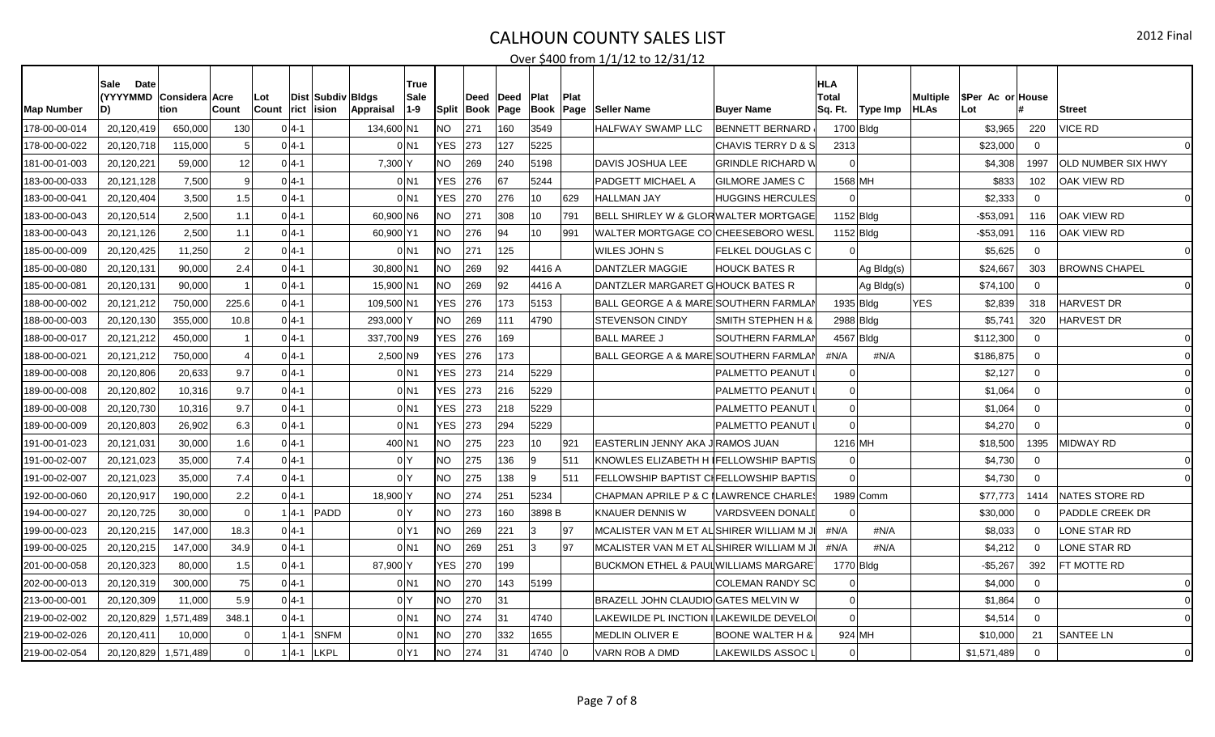# CALHOUN COUNTY SALES LIST

2012 Final

Over $400 from 1/1/12 to 12/31/12

| Map Number | Sale Date (YYYYMMDD) | Consideration | Acre Count | Lot Count | District | Subdivision | Bldgs Appraisal | True Sale 1-9 | Split | Deed Book | Deed Page | Plat Book | Plat Page | Seller Name | Buyer Name | HLA Total Sq. Ft. | Type Imp | Multiple HLAs | $Per Ac or Lot | House # | Street |
|---|---|---|---|---|---|---|---|---|---|---|---|---|---|---|---|---|---|---|---|---|---|
| 178-00-00-014 | 20,120,419 | 650,000 | 130 | 0 | 4-1 | | 134,600 | N1 | NO | 271 | 160 | 3549 | | HALFWAY SWAMP LLC | BENNETT BERNARD | 1700 | Bldg | | $3,965 | 220 | VICE RD |
| 178-00-00-022 | 20,120,718 | 115,000 | 5 | 0 | 4-1 | | 0 | N1 | YES | 273 | 127 | 5225 | | | CHAVIS TERRY D & S | 2313 | | | $23,000 | 0 | 0 |
| 181-00-01-003 | 20,120,221 | 59,000 | 12 | 0 | 4-1 | | 7,300 | Y | NO | 269 | 240 | 5198 | | DAVIS JOSHUA LEE | GRINDLE RICHARD W | 0 | | | $4,308 | 1997 | OLD NUMBER SIX HWY |
| 183-00-00-033 | 20,121,128 | 7,500 | 9 | 0 | 4-1 | | 0 | N1 | YES | 276 | 67 | 5244 | | PADGETT MICHAEL A | GILMORE JAMES C | 1568 | MH | | $833 | 102 | OAK VIEW RD |
| 183-00-00-041 | 20,120,404 | 3,500 | 1.5 | 0 | 4-1 | | 0 | N1 | YES | 270 | 276 | 10 | 629 | HALLMAN JAY | HUGGINS HERCULES | 0 | | | $2,333 | 0 | 0 |
| 183-00-00-043 | 20,120,514 | 2,500 | 1.1 | 0 | 4-1 | | 60,900 | N6 | NO | 271 | 308 | 10 | 791 | BELL SHIRLEY W & GLOR | WALTER MORTGAGE | 1152 | Bldg | | -$53,091 | 116 | OAK VIEW RD |
| 183-00-00-043 | 20,121,126 | 2,500 | 1.1 | 0 | 4-1 | | 60,900 | Y1 | NO | 276 | 94 | 10 | 991 | WALTER MORTGAGE CO | CHEESEBORO WESL | 1152 | Bldg | | -$53,091 | 116 | OAK VIEW RD |
| 185-00-00-009 | 20,120,425 | 11,250 | 2 | 0 | 4-1 | | 0 | N1 | NO | 271 | 125 | | | WILES JOHN S | FELKEL DOUGLAS C | 0 | | | $5,625 | 0 | 0 |
| 185-00-00-080 | 20,120,131 | 90,000 | 2.4 | 0 | 4-1 | | 30,800 | N1 | NO | 269 | 92 | 4416 A | | DANTZLER MAGGIE | HOUCK BATES R | | Ag Bldg(s) | | $24,667 | 303 | BROWNS CHAPEL |
| 185-00-00-081 | 20,120,131 | 90,000 | 1 | 0 | 4-1 | | 15,900 | N1 | NO | 269 | 92 | 4416 A | | DANTZLER MARGARET G | HOUCK BATES R | | Ag Bldg(s) | | $74,100 | 0 | 0 |
| 188-00-00-002 | 20,121,212 | 750,000 | 225.6 | 0 | 4-1 | | 109,500 | N1 | YES | 276 | 173 | 5153 | | BALL GEORGE A & MARE | SOUTHERN FARMLAN | 1935 | Bldg | YES | $2,839 | 318 | HARVEST DR |
| 188-00-00-003 | 20,120,130 | 355,000 | 10.8 | 0 | 4-1 | | 293,000 | Y | NO | 269 | 111 | 4790 | | STEVENSON CINDY | SMITH STEPHEN H & | 2988 | Bldg | | $5,741 | 320 | HARVEST DR |
| 188-00-00-017 | 20,121,212 | 450,000 | 1 | 0 | 4-1 | | 337,700 | N9 | YES | 276 | 169 | | | BALL MAREE J | SOUTHERN FARMLAN | 4567 | Bldg | | $112,300 | 0 | 0 |
| 188-00-00-021 | 20,121,212 | 750,000 | 4 | 0 | 4-1 | | 2,500 | N9 | YES | 276 | 173 | | | BALL GEORGE A & MARE | SOUTHERN FARMLAN | #N/A | #N/A | | $186,875 | 0 | 0 |
| 189-00-00-008 | 20,120,806 | 20,633 | 9.7 | 0 | 4-1 | | 0 | N1 | YES | 273 | 214 | 5229 | | | PALMETTO PEANUT | 0 | | | $2,127 | 0 | 0 |
| 189-00-00-008 | 20,120,802 | 10,316 | 9.7 | 0 | 4-1 | | 0 | N1 | YES | 273 | 216 | 5229 | | | PALMETTO PEANUT | 0 | | | $1,064 | 0 | 0 |
| 189-00-00-008 | 20,120,730 | 10,316 | 9.7 | 0 | 4-1 | | 0 | N1 | YES | 273 | 218 | 5229 | | | PALMETTO PEANUT | 0 | | | $1,064 | 0 | 0 |
| 189-00-00-009 | 20,120,803 | 26,902 | 6.3 | 0 | 4-1 | | 0 | N1 | YES | 273 | 294 | 5229 | | | PALMETTO PEANUT | 0 | | | $4,270 | 0 | 0 |
| 191-00-01-023 | 20,121,031 | 30,000 | 1.6 | 0 | 4-1 | | 400 | N1 | NO | 275 | 223 | 10 | 921 | EASTERLIN JENNY AKA J | RAMOS JUAN | 1216 | MH | | $18,500 | 1395 | MIDWAY RD |
| 191-00-02-007 | 20,121,023 | 35,000 | 7.4 | 0 | 4-1 | | 0 | Y | NO | 275 | 136 | 9 | 511 | KNOWLES ELIZABETH H | FELLOWSHIP BAPTIS | 0 | | | $4,730 | 0 | 0 |
| 191-00-02-007 | 20,121,023 | 35,000 | 7.4 | 0 | 4-1 | | 0 | Y | NO | 275 | 138 | 9 | 511 | FELLOWSHIP BAPTIST CH | FELLOWSHIP BAPTIS | 0 | | | $4,730 | 0 | 0 |
| 192-00-00-060 | 20,120,917 | 190,000 | 2.2 | 0 | 4-1 | | 18,900 | Y | NO | 274 | 251 | 5234 | | CHAPMAN APRILE P & C | LAWRENCE CHARLES | 1989 | Comm | | $77,773 | 1414 | NATES STORE RD |
| 194-00-00-027 | 20,120,725 | 30,000 | 0 | 1 | 4-1 | PADD | 0 | Y | NO | 273 | 160 | 3898 B | | KNAUER DENNIS W | VARDSVEEN DONALD | 0 | | | $30,000 | 0 | PADDLE CREEK DR |
| 199-00-00-023 | 20,120,215 | 147,000 | 18.3 | 0 | 4-1 | | 0 | Y1 | NO | 269 | 221 | 3 | 97 | MCALISTER VAN M ET AL | SHIRER WILLIAM M J | #N/A | #N/A | | $8,033 | 0 | LONE STAR RD |
| 199-00-00-025 | 20,120,215 | 147,000 | 34.9 | 0 | 4-1 | | 0 | N1 | NO | 269 | 251 | 3 | 97 | MCALISTER VAN M ET AL | SHIRER WILLIAM M J | #N/A | #N/A | | $4,212 | 0 | LONE STAR RD |
| 201-00-00-058 | 20,120,323 | 80,000 | 1.5 | 0 | 4-1 | | 87,900 | Y | YES | 270 | 199 | | | BUCKMON ETHEL & PAUL | WILLIAMS MARGARE | 1770 | Bldg | | -$5,267 | 392 | FT MOTTE RD |
| 202-00-00-013 | 20,120,319 | 300,000 | 75 | 0 | 4-1 | | 0 | N1 | NO | 270 | 143 | 5199 | | | COLEMAN RANDY SC | 0 | | | $4,000 | 0 | 0 |
| 213-00-00-001 | 20,120,309 | 11,000 | 5.9 | 0 | 4-1 | | 0 | Y | NO | 270 | 31 | | | BRAZELL JOHN CLAUDIO | GATES MELVIN W | 0 | | | $1,864 | 0 | 0 |
| 219-00-02-002 | 20,120,829 | 1,571,489 | 348.1 | 0 | 4-1 | | 0 | N1 | NO | 274 | 31 | 4740 | | LAKEWILDE PL INCTION I | LAKEWILDE DEVELO | 0 | | | $4,514 | 0 | 0 |
| 219-00-02-026 | 20,120,411 | 10,000 | 0 | 1 | 4-1 | SNFM | 0 | N1 | NO | 270 | 332 | 1655 | | MEDLIN OLIVER E | BOONE WALTER H & | 924 | MH | | $10,000 | 21 | SANTEE LN |
| 219-00-02-054 | 20,120,829 | 1,571,489 | 0 | 1 | 4-1 | LKPL | 0 | Y1 | NO | 274 | 31 | 4740 | 0 | VARN ROB A DMD | LAKEWILDS ASSOC L | 0 | | | $1,571,489 | 0 | 0 |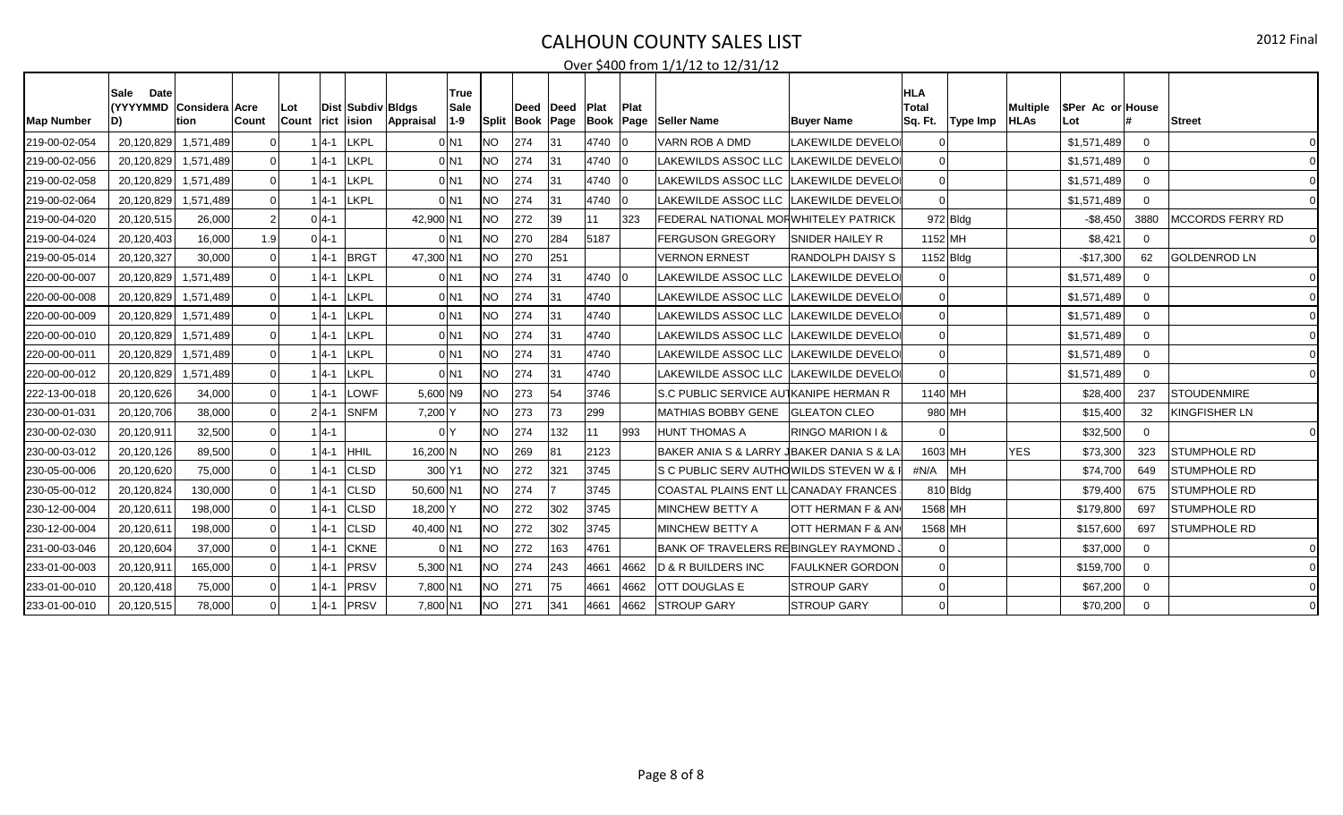# CALHOUN COUNTY SALES LIST

2012 Final

Over $400 from 1/1/12 to 12/31/12

| Map Number | Sale Date (YYYYMMDD) | Consideration | Acre Count | Lot Count | District | Subdivision | Bldgs Appraisal | True Sale 1-9 | Split | Deed Book | Deed Page | Plat Book | Plat Page | Seller Name | Buyer Name | HLA Total Sq. Ft. | Type Imp | Multiple HLAs | $Per Ac or Lot | House # | Street |
|---|---|---|---|---|---|---|---|---|---|---|---|---|---|---|---|---|---|---|---|---|---|
| 219-00-02-054 | 20,120,829 | 1,571,489 | 0 | 1 | 4-1 | LKPL | 0 | N1 | NO | 274 | 31 | 4740 | 0 | VARN ROB A DMD | LAKEWILDE DEVELO | 0 | | | $1,571,489 | 0 | 0 |
| 219-00-02-056 | 20,120,829 | 1,571,489 | 0 | 1 | 4-1 | LKPL | 0 | N1 | NO | 274 | 31 | 4740 | 0 | LAKEWILDS ASSOC LLC | LAKEWILDE DEVELO | 0 | | | $1,571,489 | 0 | 0 |
| 219-00-02-058 | 20,120,829 | 1,571,489 | 0 | 1 | 4-1 | LKPL | 0 | N1 | NO | 274 | 31 | 4740 | 0 | LAKEWILDS ASSOC LLC | LAKEWILDE DEVELO | 0 | | | $1,571,489 | 0 | 0 |
| 219-00-02-064 | 20,120,829 | 1,571,489 | 0 | 1 | 4-1 | LKPL | 0 | N1 | NO | 274 | 31 | 4740 | 0 | LAKEWILDE ASSOC LLC | LAKEWILDE DEVELO | 0 | | | $1,571,489 | 0 | 0 |
| 219-00-04-020 | 20,120,515 | 26,000 | 2 | 0 | 4-1 | | 42,900 | N1 | NO | 272 | 39 | 11 | 323 | FEDERAL NATIONAL MOR | WHITELEY PATRICK | 972 | Bldg | | -$8,450 | 3880 | MCCORDS FERRY RD |
| 219-00-04-024 | 20,120,403 | 16,000 | 1.9 | 0 | 4-1 | | 0 | N1 | NO | 270 | 284 | 5187 | | FERGUSON GREGORY | SNIDER HAILEY R | 1152 | MH | | $8,421 | 0 | 0 |
| 219-00-05-014 | 20,120,327 | 30,000 | 0 | 1 | 4-1 | BRGT | 47,300 | N1 | NO | 270 | 251 | | | VERNON ERNEST | RANDOLPH DAISY S | 1152 | Bldg | | -$17,300 | 62 | GOLDENROD LN |
| 220-00-00-007 | 20,120,829 | 1,571,489 | 0 | 1 | 4-1 | LKPL | 0 | N1 | NO | 274 | 31 | 4740 | 0 | LAKEWILDE ASSOC LLC | LAKEWILDE DEVELO | 0 | | | $1,571,489 | 0 | 0 |
| 220-00-00-008 | 20,120,829 | 1,571,489 | 0 | 1 | 4-1 | LKPL | 0 | N1 | NO | 274 | 31 | 4740 | | LAKEWILDE ASSOC LLC | LAKEWILDE DEVELO | 0 | | | $1,571,489 | 0 | 0 |
| 220-00-00-009 | 20,120,829 | 1,571,489 | 0 | 1 | 4-1 | LKPL | 0 | N1 | NO | 274 | 31 | 4740 | | LAKEWILDS ASSOC LLC | LAKEWILDE DEVELO | 0 | | | $1,571,489 | 0 | 0 |
| 220-00-00-010 | 20,120,829 | 1,571,489 | 0 | 1 | 4-1 | LKPL | 0 | N1 | NO | 274 | 31 | 4740 | | LAKEWILDE ASSOC LLC | LAKEWILDE DEVELO | 0 | | | $1,571,489 | 0 | 0 |
| 220-00-00-011 | 20,120,829 | 1,571,489 | 0 | 1 | 4-1 | LKPL | 0 | N1 | NO | 274 | 31 | 4740 | | LAKEWILDE ASSOC LLC | LAKEWILDE DEVELO | 0 | | | $1,571,489 | 0 | 0 |
| 220-00-00-012 | 20,120,829 | 1,571,489 | 0 | 1 | 4-1 | LKPL | 0 | N1 | NO | 274 | 31 | 4740 | | LAKEWILDE ASSOC LLC | LAKEWILDE DEVELO | 0 | | | $1,571,489 | 0 | 0 |
| 222-13-00-018 | 20,120,626 | 34,000 | 0 | 1 | 4-1 | LOWF | 5,600 | N9 | NO | 273 | 54 | 3746 | | S.C PUBLIC SERVICE AU | KANIPE HERMAN R | 1140 | MH | | $28,400 | 237 | STOUDENMIRE |
| 230-00-01-031 | 20,120,706 | 38,000 | 0 | 2 | 4-1 | SNFM | 7,200 | Y | NO | 273 | 73 | 299 | | MATHIAS BOBBY GENE | GLEATON CLEO | 980 | MH | | $15,400 | 32 | KINGFISHER LN |
| 230-00-02-030 | 20,120,911 | 32,500 | 0 | 1 | 4-1 | | 0 | Y | NO | 274 | 132 | 11 | 993 | HUNT THOMAS A | RINGO MARION I & | 0 | | | $32,500 | 0 | 0 |
| 230-00-03-012 | 20,120,126 | 89,500 | 0 | 1 | 4-1 | HHIL | 16,200 | N | NO | 269 | 81 | 2123 | | BAKER ANIA S & LARRY J | BAKER DANIA S & LA | 1603 | MH | YES | $73,300 | 323 | STUMPHOLE RD |
| 230-05-00-006 | 20,120,620 | 75,000 | 0 | 1 | 4-1 | CLSD | 300 | Y1 | NO | 272 | 321 | 3745 | | S C PUBLIC SERV AUTHO | WILDS STEVEN W & | #N/A | MH | | $74,700 | 649 | STUMPHOLE RD |
| 230-05-00-012 | 20,120,824 | 130,000 | 0 | 1 | 4-1 | CLSD | 50,600 | N1 | NO | 274 | 7 | 3745 | | COASTAL PLAINS ENT LL | CANADAY FRANCES | 810 | Bldg | | $79,400 | 675 | STUMPHOLE RD |
| 230-12-00-004 | 20,120,611 | 198,000 | 0 | 1 | 4-1 | CLSD | 18,200 | Y | NO | 272 | 302 | 3745 | | MINCHEW BETTY A | OTT HERMAN F & AN | 1568 | MH | | $179,800 | 697 | STUMPHOLE RD |
| 230-12-00-004 | 20,120,611 | 198,000 | 0 | 1 | 4-1 | CLSD | 40,400 | N1 | NO | 272 | 302 | 3745 | | MINCHEW BETTY A | OTT HERMAN F & AN | 1568 | MH | | $157,600 | 697 | STUMPHOLE RD |
| 231-00-03-046 | 20,120,604 | 37,000 | 0 | 1 | 4-1 | CKNE | 0 | N1 | NO | 272 | 163 | 4761 | | BANK OF TRAVELERS RE | BINGLEY RAYMOND | 0 | | | $37,000 | 0 | 0 |
| 233-01-00-003 | 20,120,911 | 165,000 | 0 | 1 | 4-1 | PRSV | 5,300 | N1 | NO | 274 | 243 | 4661 | 4662 | D & R BUILDERS INC | FAULKNER GORDON | 0 | | | $159,700 | 0 | 0 |
| 233-01-00-010 | 20,120,418 | 75,000 | 0 | 1 | 4-1 | PRSV | 7,800 | N1 | NO | 271 | 75 | 4661 | 4662 | OTT DOUGLAS E | STROUP GARY | 0 | | | $67,200 | 0 | 0 |
| 233-01-00-010 | 20,120,515 | 78,000 | 0 | 1 | 4-1 | PRSV | 7,800 | N1 | NO | 271 | 341 | 4661 | 4662 | STROUP GARY | STROUP GARY | 0 | | | $70,200 | 0 | 0 |